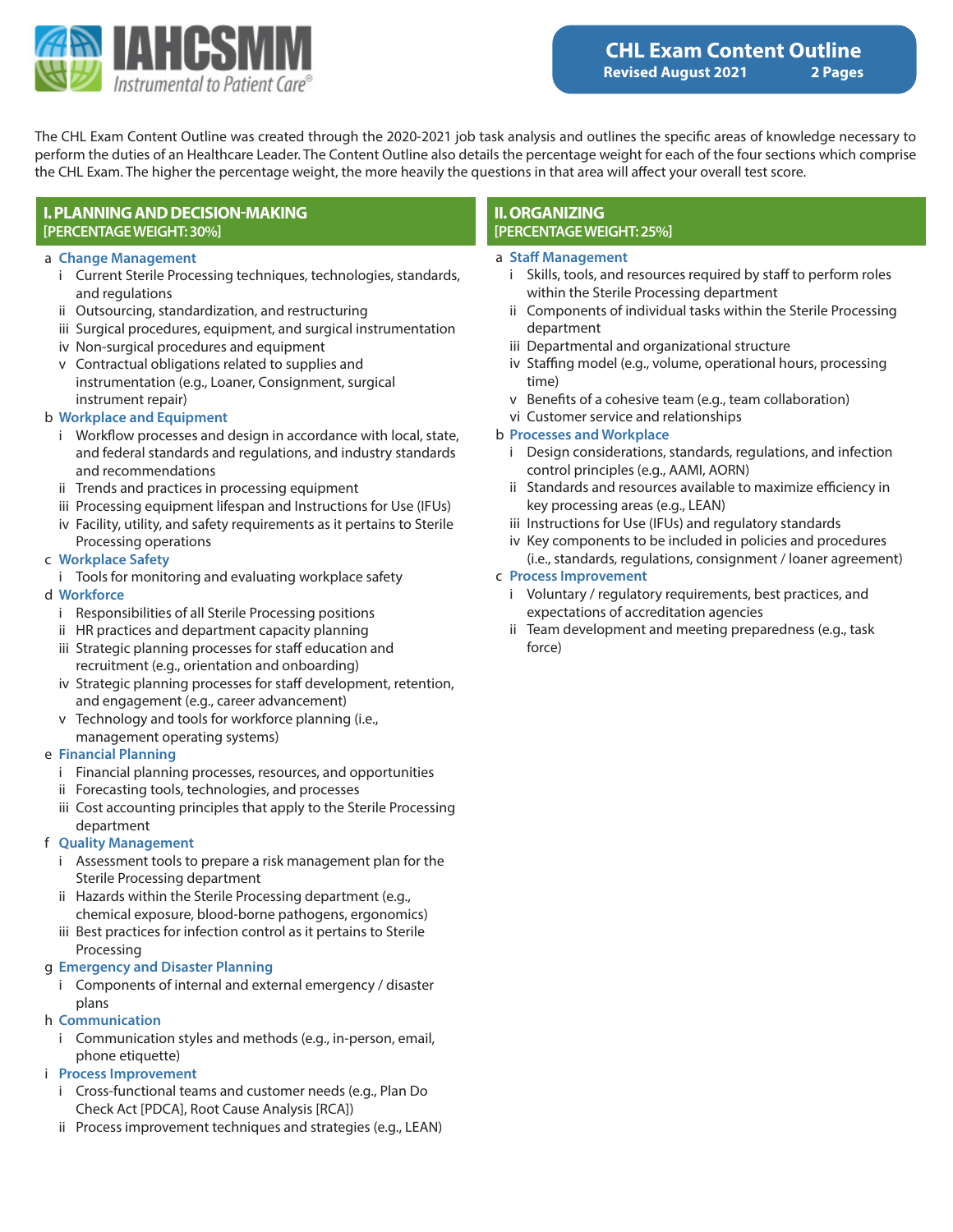IAHCSMM
*Instrumental to Patient Care®*

# CHL Exam Content Outline

**Revised August 2021 — 2 Pages**

The CHL Exam Content Outline was created through the 2020-2021 job task analysis and outlines the specific areas of knowledge necessary to perform the duties of an Healthcare Leader. The Content Outline also details the percentage weight for each of the four sections which comprise the CHL Exam. The higher the percentage weight, the more heavily the questions in that area will affect your overall test score.

## I. PLANNING AND DECISION-MAKING
**[PERCENTAGE WEIGHT: 30%]**

- a **Change Management**
  - i Current Sterile Processing techniques, technologies, standards, and regulations
  - ii Outsourcing, standardization, and restructuring
  - iii Surgical procedures, equipment, and surgical instrumentation
  - iv Non-surgical procedures and equipment
  - v Contractual obligations related to supplies and instrumentation (e.g., Loaner, Consignment, surgical instrument repair)
- b **Workplace and Equipment**
  - i Workflow processes and design in accordance with local, state, and federal standards and regulations, and industry standards and recommendations
  - ii Trends and practices in processing equipment
  - iii Processing equipment lifespan and Instructions for Use (IFUs)
  - iv Facility, utility, and safety requirements as it pertains to Sterile Processing operations
- c **Workplace Safety**
  - i Tools for monitoring and evaluating workplace safety
- d **Workforce**
  - i Responsibilities of all Sterile Processing positions
  - ii HR practices and department capacity planning
  - iii Strategic planning processes for staff education and recruitment (e.g., orientation and onboarding)
  - iv Strategic planning processes for staff development, retention, and engagement (e.g., career advancement)
  - v Technology and tools for workforce planning (i.e., management operating systems)
- e **Financial Planning**
  - i Financial planning processes, resources, and opportunities
  - ii Forecasting tools, technologies, and processes
  - iii Cost accounting principles that apply to the Sterile Processing department
- f **Quality Management**
  - i Assessment tools to prepare a risk management plan for the Sterile Processing department
  - ii Hazards within the Sterile Processing department (e.g., chemical exposure, blood-borne pathogens, ergonomics)
  - iii Best practices for infection control as it pertains to Sterile Processing
- g **Emergency and Disaster Planning**
  - i Components of internal and external emergency / disaster plans
- h **Communication**
  - i Communication styles and methods (e.g., in-person, email, phone etiquette)
- i **Process Improvement**
  - i Cross-functional teams and customer needs (e.g., Plan Do Check Act [PDCA], Root Cause Analysis [RCA])
  - ii Process improvement techniques and strategies (e.g., LEAN)

## II. ORGANIZING
**[PERCENTAGE WEIGHT: 25%]**

- a **Staff Management**
  - i Skills, tools, and resources required by staff to perform roles within the Sterile Processing department
  - ii Components of individual tasks within the Sterile Processing department
  - iii Departmental and organizational structure
  - iv Staffing model (e.g., volume, operational hours, processing time)
  - v Benefits of a cohesive team (e.g., team collaboration)
  - vi Customer service and relationships
- b **Processes and Workplace**
  - i Design considerations, standards, regulations, and infection control principles (e.g., AAMI, AORN)
  - ii Standards and resources available to maximize efficiency in key processing areas (e.g., LEAN)
  - iii Instructions for Use (IFUs) and regulatory standards
  - iv Key components to be included in policies and procedures (i.e., standards, regulations, consignment / loaner agreement)
- c **Process Improvement**
  - i Voluntary / regulatory requirements, best practices, and expectations of accreditation agencies
  - ii Team development and meeting preparedness (e.g., task force)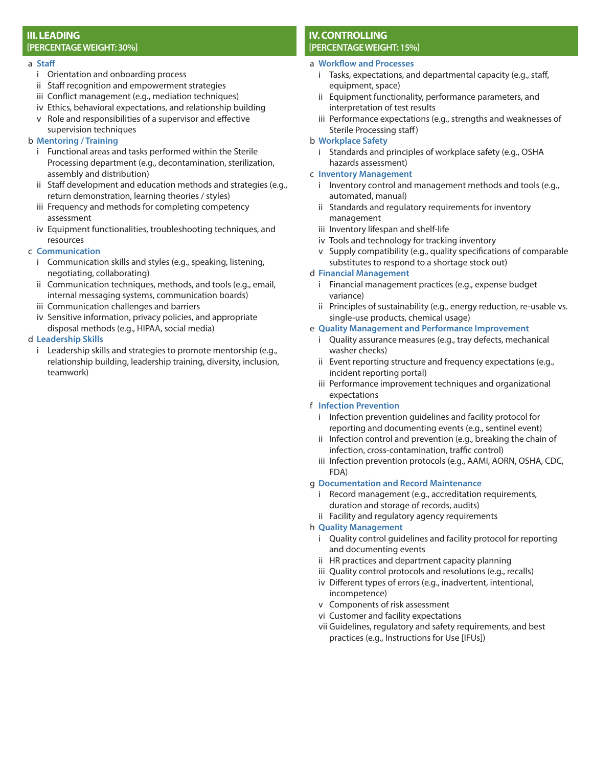## III. LEADING
**[PERCENTAGE WEIGHT: 30%]**

a **Staff**
- i Orientation and onboarding process
- ii Staff recognition and empowerment strategies
- iii Conflict management (e.g., mediation techniques)
- iv Ethics, behavioral expectations, and relationship building
- v Role and responsibilities of a supervisor and effective supervision techniques

b **Mentoring / Training**
- i Functional areas and tasks performed within the Sterile Processing department (e.g., decontamination, sterilization, assembly and distribution)
- ii Staff development and education methods and strategies (e.g., return demonstration, learning theories / styles)
- iii Frequency and methods for completing competency assessment
- iv Equipment functionalities, troubleshooting techniques, and resources

c **Communication**
- i Communication skills and styles (e.g., speaking, listening, negotiating, collaborating)
- ii Communication techniques, methods, and tools (e.g., email, internal messaging systems, communication boards)
- iii Communication challenges and barriers
- iv Sensitive information, privacy policies, and appropriate disposal methods (e.g., HIPAA, social media)

d **Leadership Skills**
- i Leadership skills and strategies to promote mentorship (e.g., relationship building, leadership training, diversity, inclusion, teamwork)

## IV. CONTROLLING
**[PERCENTAGE WEIGHT: 15%]**

a **Workflow and Processes**
- i Tasks, expectations, and departmental capacity (e.g., staff, equipment, space)
- ii Equipment functionality, performance parameters, and interpretation of test results
- iii Performance expectations (e.g., strengths and weaknesses of Sterile Processing staff)

b **Workplace Safety**
- i Standards and principles of workplace safety (e.g., OSHA hazards assessment)

c **Inventory Management**
- i Inventory control and management methods and tools (e.g., automated, manual)
- ii Standards and regulatory requirements for inventory management
- iii Inventory lifespan and shelf-life
- iv Tools and technology for tracking inventory
- v Supply compatibility (e.g., quality specifications of comparable substitutes to respond to a shortage stock out)

d **Financial Management**
- i Financial management practices (e.g., expense budget variance)
- ii Principles of sustainability (e.g., energy reduction, re-usable vs. single-use products, chemical usage)

e **Quality Management and Performance Improvement**
- i Quality assurance measures (e.g., tray defects, mechanical washer checks)
- ii Event reporting structure and frequency expectations (e.g., incident reporting portal)
- iii Performance improvement techniques and organizational expectations

f **Infection Prevention**
- i Infection prevention guidelines and facility protocol for reporting and documenting events (e.g., sentinel event)
- ii Infection control and prevention (e.g., breaking the chain of infection, cross-contamination, traffic control)
- iii Infection prevention protocols (e.g., AAMI, AORN, OSHA, CDC, FDA)

g **Documentation and Record Maintenance**
- i Record management (e.g., accreditation requirements, duration and storage of records, audits)
- ii Facility and regulatory agency requirements

h **Quality Management**
- i Quality control guidelines and facility protocol for reporting and documenting events
- ii HR practices and department capacity planning
- iii Quality control protocols and resolutions (e.g., recalls)
- iv Different types of errors (e.g., inadvertent, intentional, incompetence)
- v Components of risk assessment
- vi Customer and facility expectations
- vii Guidelines, regulatory and safety requirements, and best practices (e.g., Instructions for Use [IFUs])